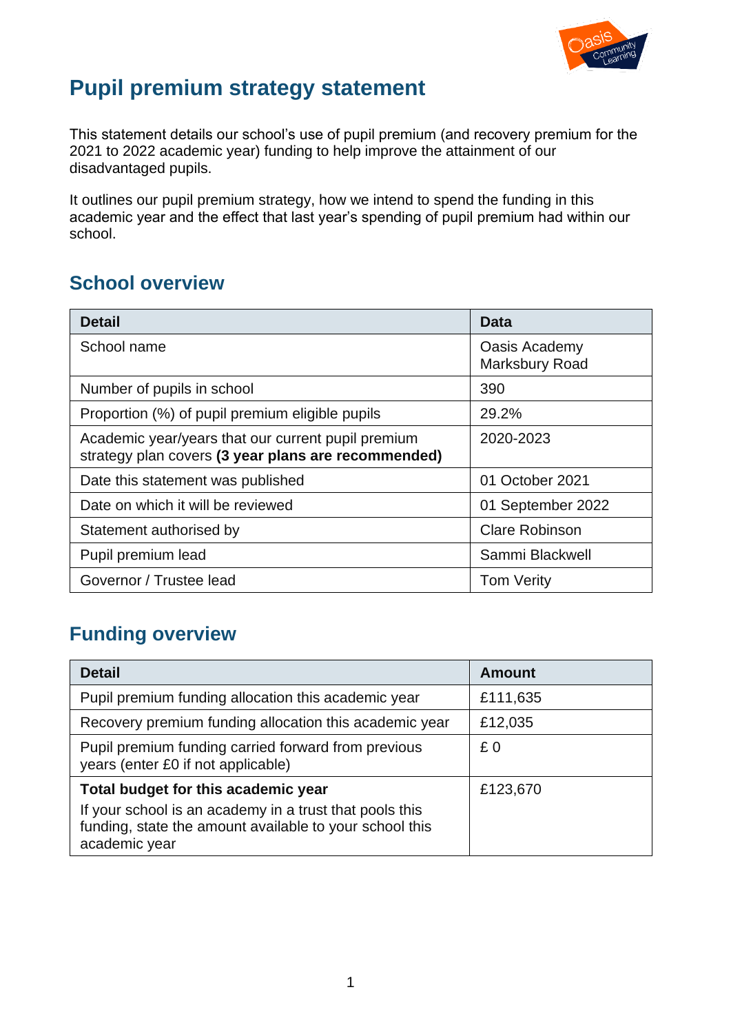# Pupil premium strategy statement

This statement details our school's use of pupil premium (and recovery premium for the 2021 to 2022 academic year) funding to help improve the attainment of our disadvantaged pupils.

It outlines our pupil premium strategy, how we intend to spend the funding in this academic year and the effect that last year's spending of pupil premium had within our school.

## School overview

| Detail | Data |
|---|---|
| School name | Oasis Academy Marksbury Road |
| Number of pupils in school | 390 |
| Proportion (%) of pupil premium eligible pupils | 29.2% |
| Academic year/years that our current pupil premium strategy plan covers **(3 year plans are recommended)** | 2020-2023 |
| Date this statement was published | 01 October 2021 |
| Date on which it will be reviewed | 01 September 2022 |
| Statement authorised by | Clare Robinson |
| Pupil premium lead | Sammi Blackwell |
| Governor / Trustee lead | Tom Verity |

## Funding overview

| Detail | Amount |
|---|---|
| Pupil premium funding allocation this academic year | £111,635 |
| Recovery premium funding allocation this academic year | £12,035 |
| Pupil premium funding carried forward from previous years (enter £0 if not applicable) | £ 0 |
| **Total budget for this academic year**<br>If your school is an academy in a trust that pools this funding, state the amount available to your school this academic year | £123,670 |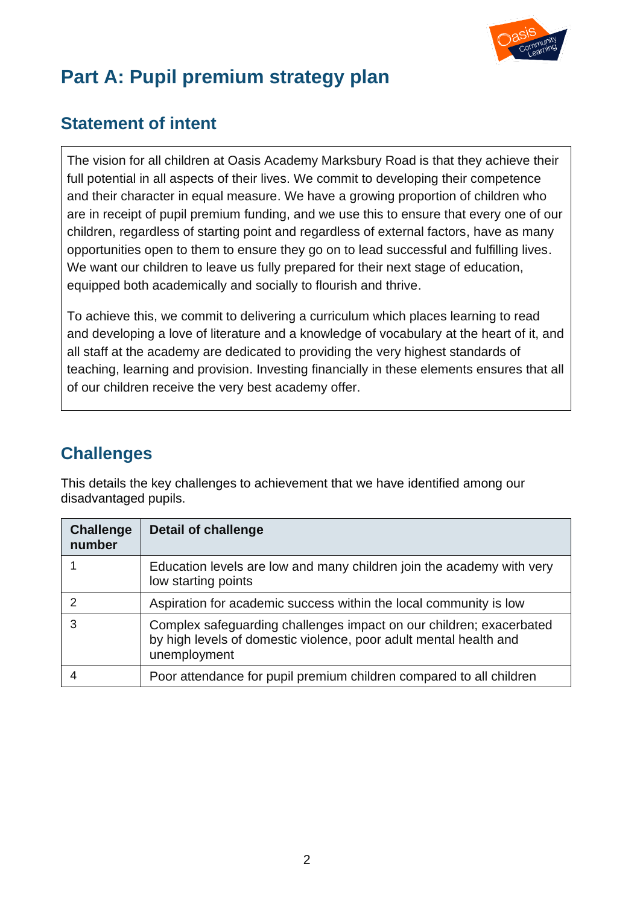# Part A: Pupil premium strategy plan

## Statement of intent

The vision for all children at Oasis Academy Marksbury Road is that they achieve their full potential in all aspects of their lives. We commit to developing their competence and their character in equal measure. We have a growing proportion of children who are in receipt of pupil premium funding, and we use this to ensure that every one of our children, regardless of starting point and regardless of external factors, have as many opportunities open to them to ensure they go on to lead successful and fulfilling lives. We want our children to leave us fully prepared for their next stage of education, equipped both academically and socially to flourish and thrive.

To achieve this, we commit to delivering a curriculum which places learning to read and developing a love of literature and a knowledge of vocabulary at the heart of it, and all staff at the academy are dedicated to providing the very highest standards of teaching, learning and provision. Investing financially in these elements ensures that all of our children receive the very best academy offer.

## Challenges

This details the key challenges to achievement that we have identified among our disadvantaged pupils.

| Challenge number | Detail of challenge |
|---|---|
| 1 | Education levels are low and many children join the academy with very low starting points |
| 2 | Aspiration for academic success within the local community is low |
| 3 | Complex safeguarding challenges impact on our children; exacerbated by high levels of domestic violence, poor adult mental health and unemployment |
| 4 | Poor attendance for pupil premium children compared to all children |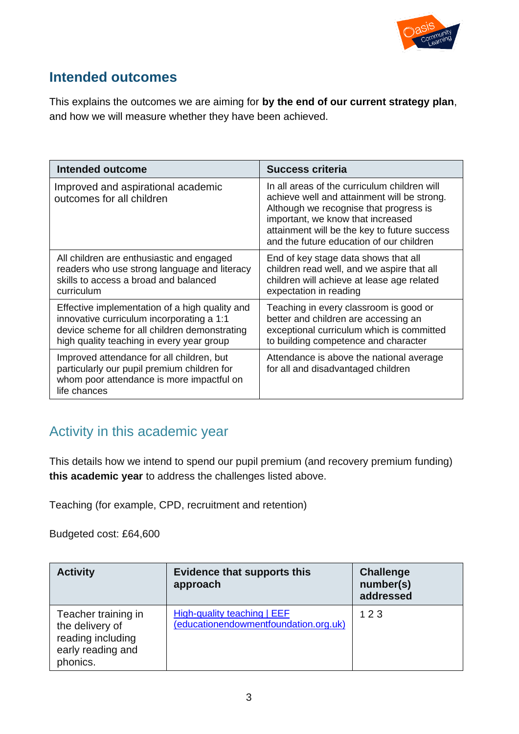## Intended outcomes

This explains the outcomes we are aiming for **by the end of our current strategy plan**, and how we will measure whether they have been achieved.

| Intended outcome | Success criteria |
|---|---|
| Improved and aspirational academic outcomes for all children | In all areas of the curriculum children will achieve well and attainment will be strong. Although we recognise that progress is important, we know that increased attainment will be the key to future success and the future education of our children |
| All children are enthusiastic and engaged readers who use strong language and literacy skills to access a broad and balanced curriculum | End of key stage data shows that all children read well, and we aspire that all children will achieve at lease age related expectation in reading |
| Effective implementation of a high quality and innovative curriculum incorporating a 1:1 device scheme for all children demonstrating high quality teaching in every year group | Teaching in every classroom is good or better and children are accessing an exceptional curriculum which is committed to building competence and character |
| Improved attendance for all children, but particularly our pupil premium children for whom poor attendance is more impactful on life chances | Attendance is above the national average for all and disadvantaged children |

## Activity in this academic year

This details how we intend to spend our pupil premium (and recovery premium funding) **this academic year** to address the challenges listed above.

Teaching (for example, CPD, recruitment and retention)

Budgeted cost: £64,600

| Activity | Evidence that supports this approach | Challenge number(s) addressed |
|---|---|---|
| Teacher training in the delivery of reading including early reading and phonics. | [High-quality teaching \| EEF (educationendowmentfoundation.org.uk)]() | 1 2 3 |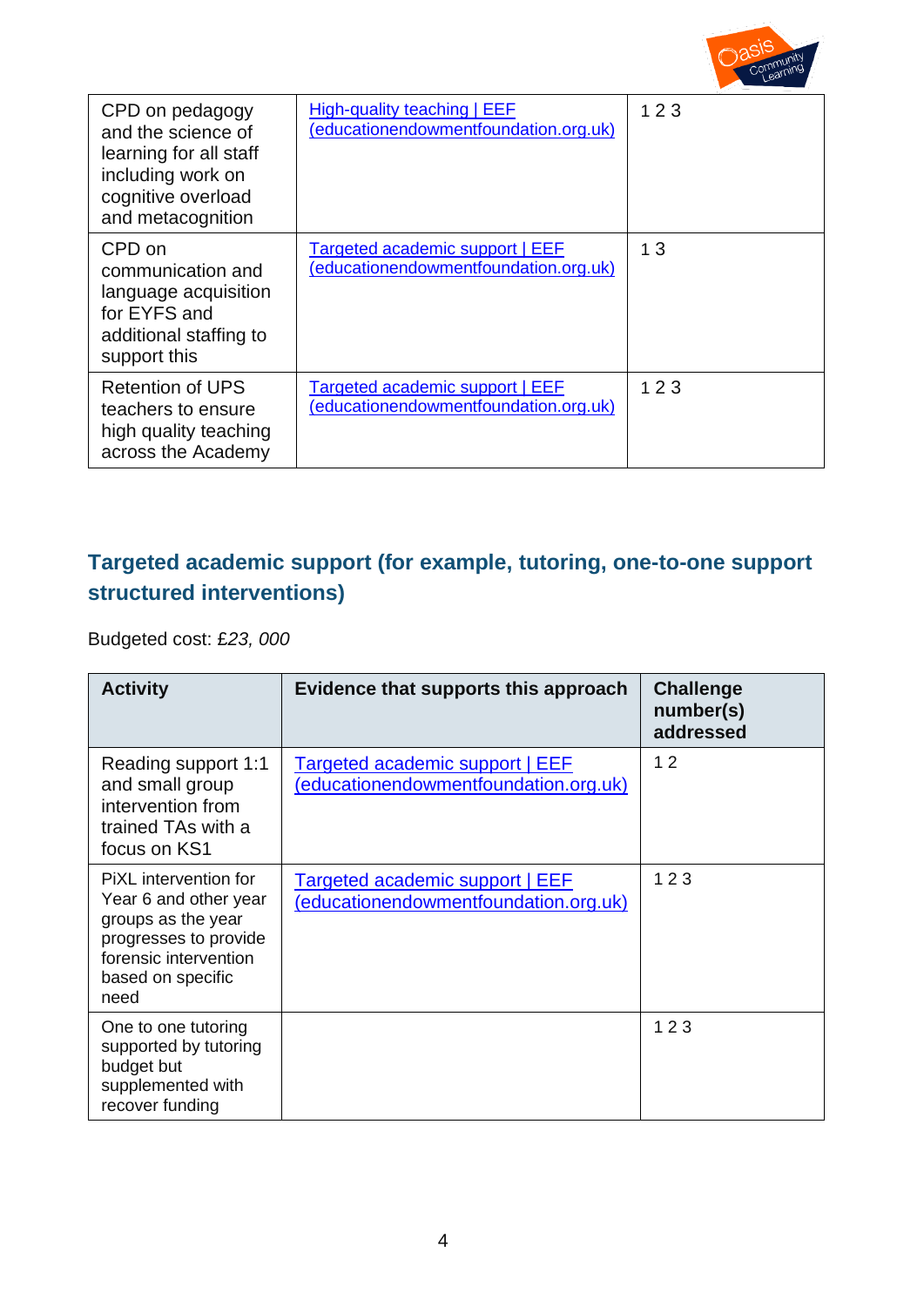| | | |
|---|---|---|
| CPD on pedagogy and the science of learning for all staff including work on cognitive overload and metacognition | [High-quality teaching \| EEF (educationendowmentfoundation.org.uk)]() | 1 2 3 |
| CPD on communication and language acquisition for EYFS and additional staffing to support this | [Targeted academic support \| EEF (educationendowmentfoundation.org.uk)]() | 1 3 |
| Retention of UPS teachers to ensure high quality teaching across the Academy | [Targeted academic support \| EEF (educationendowmentfoundation.org.uk)]() | 1 2 3 |

## Targeted academic support (for example, tutoring, one-to-one support structured interventions)

Budgeted cost: £*23, 000*

| Activity | Evidence that supports this approach | Challenge number(s) addressed |
|---|---|---|
| Reading support 1:1 and small group intervention from trained TAs with a focus on KS1 | [Targeted academic support \| EEF (educationendowmentfoundation.org.uk)]() | 1 2 |
| PiXL intervention for Year 6 and other year groups as the year progresses to provide forensic intervention based on specific need | [Targeted academic support \| EEF (educationendowmentfoundation.org.uk)]() | 1 2 3 |
| One to one tutoring supported by tutoring budget but supplemented with recover funding | | 1 2 3 |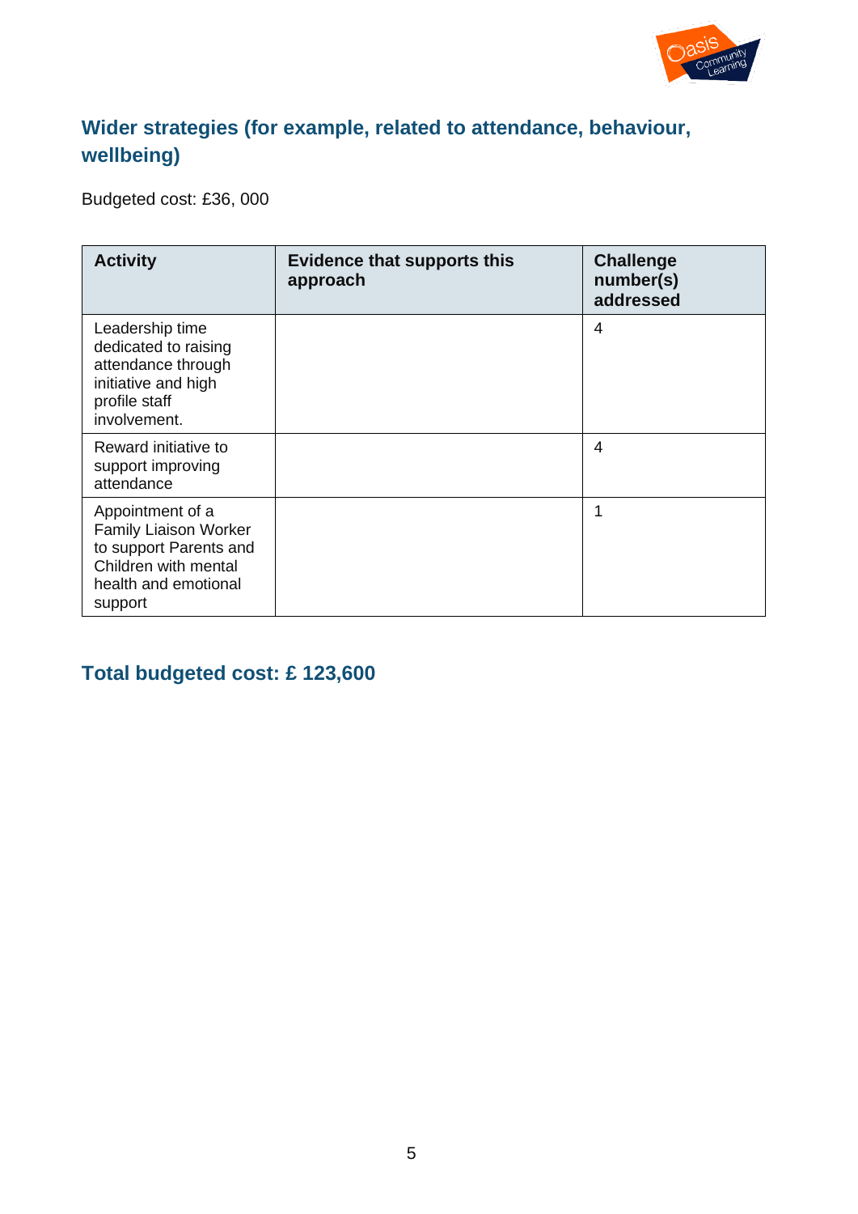## Wider strategies (for example, related to attendance, behaviour, wellbeing)

Budgeted cost: £36, 000

| Activity | Evidence that supports this approach | Challenge number(s) addressed |
|---|---|---|
| Leadership time dedicated to raising attendance through initiative and high profile staff involvement. | | 4 |
| Reward initiative to support improving attendance | | 4 |
| Appointment of a Family Liaison Worker to support Parents and Children with mental health and emotional support | | 1 |

## Total budgeted cost: £ 123,600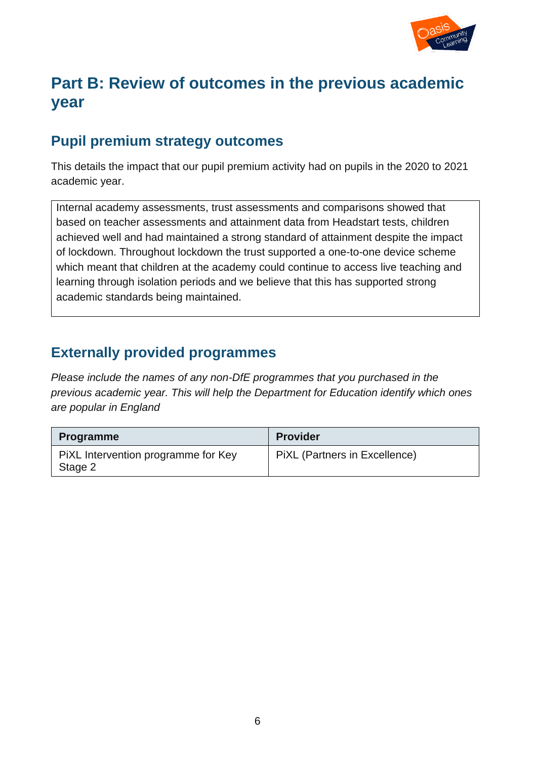# Part B: Review of outcomes in the previous academic year

## Pupil premium strategy outcomes

This details the impact that our pupil premium activity had on pupils in the 2020 to 2021 academic year.

| |
|---|
| Internal academy assessments, trust assessments and comparisons showed that based on teacher assessments and attainment data from Headstart tests, children achieved well and had maintained a strong standard of attainment despite the impact of lockdown. Throughout lockdown the trust supported a one-to-one device scheme which meant that children at the academy could continue to access live teaching and learning through isolation periods and we believe that this has supported strong academic standards being maintained. |

## Externally provided programmes

*Please include the names of any non-DfE programmes that you purchased in the previous academic year. This will help the Department for Education identify which ones are popular in England*

| Programme | Provider |
|---|---|
| PiXL Intervention programme for Key Stage 2 | PiXL (Partners in Excellence) |